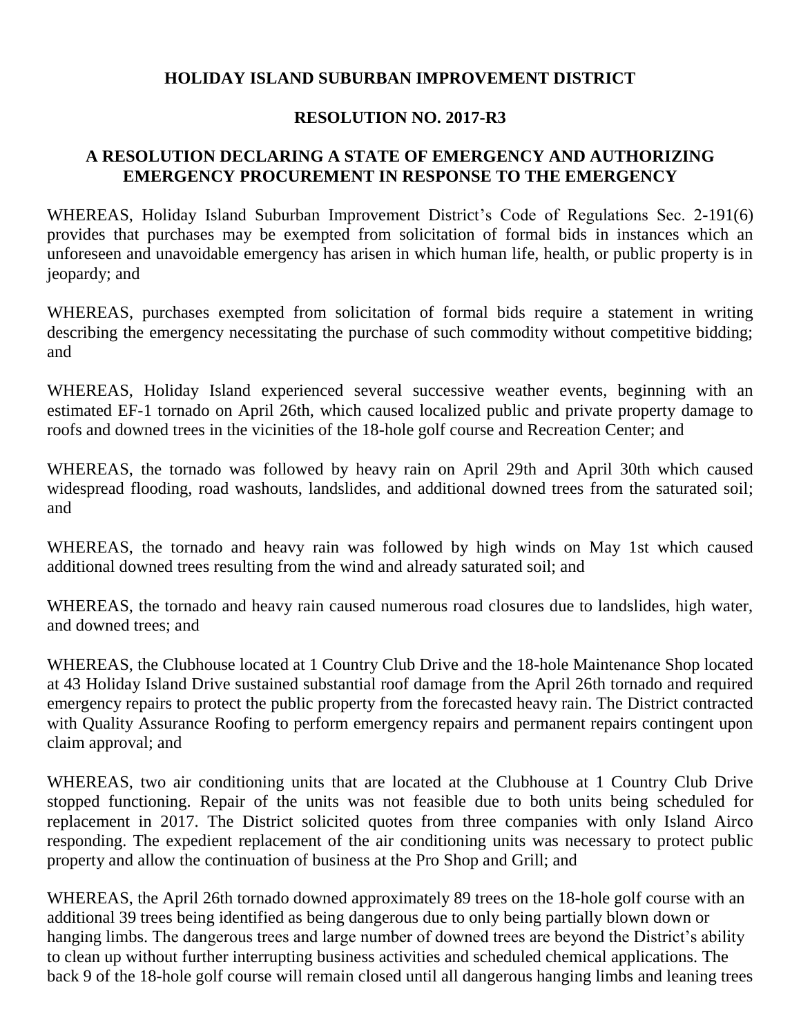# HOLIDAY ISLAND SUBURBAN IMPROVEMENT DISTRICT

## RESOLUTION NO. 2017-R3

## A RESOLUTION DECLARING A STATE OF EMERGENCY AND AUTHORIZING EMERGENCY PROCUREMENT IN RESPONSE TO THE EMERGENCY

WHEREAS, Holiday Island Suburban Improvement District's Code of Regulations Sec. 2-191(6) provides that purchases may be exempted from solicitation of formal bids in instances which an unforeseen and unavoidable emergency has arisen in which human life, health, or public property is in jeopardy; and

WHEREAS, purchases exempted from solicitation of formal bids require a statement in writing describing the emergency necessitating the purchase of such commodity without competitive bidding; and

WHEREAS, Holiday Island experienced several successive weather events, beginning with an estimated EF-1 tornado on April 26th, which caused localized public and private property damage to roofs and downed trees in the vicinities of the 18-hole golf course and Recreation Center; and

WHEREAS, the tornado was followed by heavy rain on April 29th and April 30th which caused widespread flooding, road washouts, landslides, and additional downed trees from the saturated soil; and

WHEREAS, the tornado and heavy rain was followed by high winds on May 1st which caused additional downed trees resulting from the wind and already saturated soil; and

WHEREAS, the tornado and heavy rain caused numerous road closures due to landslides, high water, and downed trees; and

WHEREAS, the Clubhouse located at 1 Country Club Drive and the 18-hole Maintenance Shop located at 43 Holiday Island Drive sustained substantial roof damage from the April 26th tornado and required emergency repairs to protect the public property from the forecasted heavy rain. The District contracted with Quality Assurance Roofing to perform emergency repairs and permanent repairs contingent upon claim approval; and

WHEREAS, two air conditioning units that are located at the Clubhouse at 1 Country Club Drive stopped functioning. Repair of the units was not feasible due to both units being scheduled for replacement in 2017. The District solicited quotes from three companies with only Island Airco responding. The expedient replacement of the air conditioning units was necessary to protect public property and allow the continuation of business at the Pro Shop and Grill; and

WHEREAS, the April 26th tornado downed approximately 89 trees on the 18-hole golf course with an additional 39 trees being identified as being dangerous due to only being partially blown down or hanging limbs. The dangerous trees and large number of downed trees are beyond the District's ability to clean up without further interrupting business activities and scheduled chemical applications. The back 9 of the 18-hole golf course will remain closed until all dangerous hanging limbs and leaning trees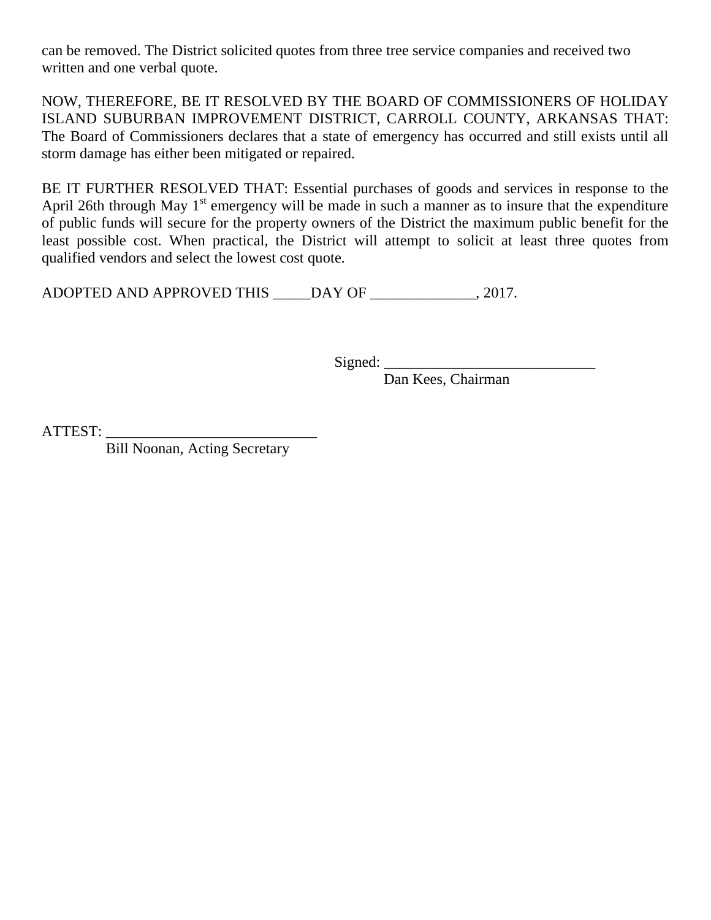can be removed. The District solicited quotes from three tree service companies and received two written and one verbal quote.

NOW, THEREFORE, BE IT RESOLVED BY THE BOARD OF COMMISSIONERS OF HOLIDAY ISLAND SUBURBAN IMPROVEMENT DISTRICT, CARROLL COUNTY, ARKANSAS THAT: The Board of Commissioners declares that a state of emergency has occurred and still exists until all storm damage has either been mitigated or repaired.

BE IT FURTHER RESOLVED THAT: Essential purchases of goods and services in response to the April 26th through May 1st emergency will be made in such a manner as to insure that the expenditure of public funds will secure for the property owners of the District the maximum public benefit for the least possible cost. When practical, the District will attempt to solicit at least three quotes from qualified vendors and select the lowest cost quote.

ADOPTED AND APPROVED THIS _____DAY OF ______________, 2017.

Signed: ____________________________
Dan Kees, Chairman

ATTEST: ____________________________
Bill Noonan, Acting Secretary